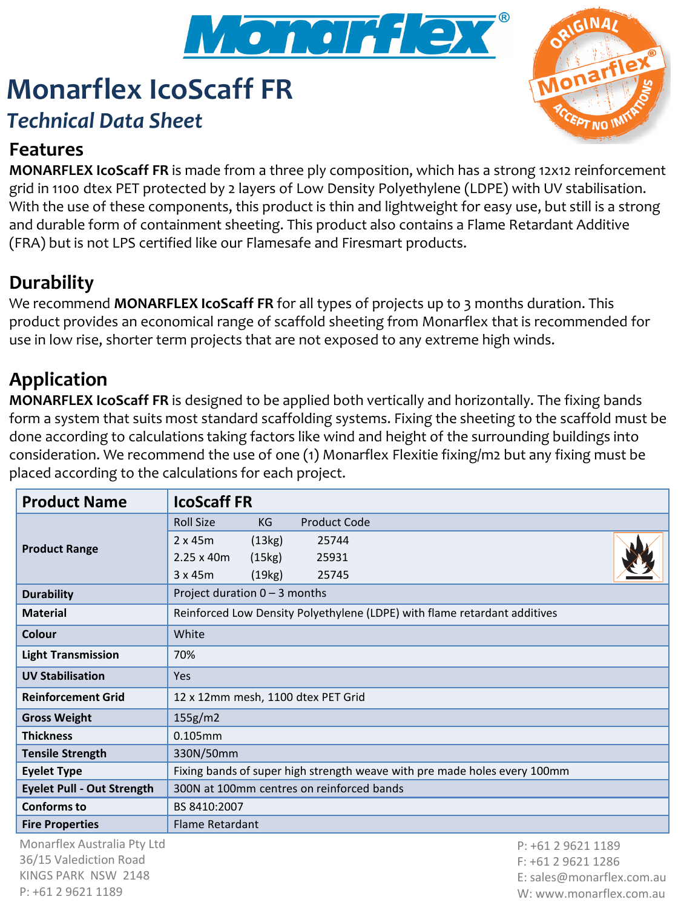Monarflex

# Monarflex IcoScaff FR

## *Technical Data Sheet*

## Features

**MONARFLEX IcoScaff FR** is made from a three ply composition, which has a strong 12x12 reinforcement grid in 1100 dtex PET protected by 2 layers of Low Density Polyethylene (LDPE) with UV stabilisation. With the use of these components, this product is thin and lightweight for easy use, but still is a strong and durable form of containment sheeting. This product also contains a Flame Retardant Additive (FRA) but is not LPS certified like our Flamesafe and Firesmart products.

## Durability

We recommend **MONARFLEX IcoScaff FR** for all types of projects up to 3 months duration. This product provides an economical range of scaffold sheeting from Monarflex that is recommended for use in low rise, shorter term projects that are not exposed to any extreme high winds.

## Application

**MONARFLEX IcoScaff FR** is designed to be applied both vertically and horizontally. The fixing bands form a system that suits most standard scaffolding systems. Fixing the sheeting to the scaffold must be done according to calculations taking factors like wind and height of the surrounding buildings into consideration. We recommend the use of one (1) Monarflex Flexitie fixing/m2 but any fixing must be placed according to the calculations for each project.

| **Product Name** | **IcoScaff FR** | | |
|---|---|---|---|
| **Product Range** | Roll Size | KG | Product Code |
| | 2 x 45m | (13kg) | 25744 |
| | 2.25 x 40m | (15kg) | 25931 |
| | 3 x 45m | (19kg) | 25745 |
| **Durability** | Project duration 0 – 3 months | | |
| **Material** | Reinforced Low Density Polyethylene (LDPE) with flame retardant additives | | |
| **Colour** | White | | |
| **Light Transmission** | 70% | | |
| **UV Stabilisation** | Yes | | |
| **Reinforcement Grid** | 12 x 12mm mesh, 1100 dtex PET Grid | | |
| **Gross Weight** | 155g/m2 | | |
| **Thickness** | 0.105mm | | |
| **Tensile Strength** | 330N/50mm | | |
| **Eyelet Type** | Fixing bands of super high strength weave with pre made holes every 100mm | | |
| **Eyelet Pull - Out Strength** | 300N at 100mm centres on reinforced bands | | |
| **Conforms to** | BS 8410:2007 | | |
| **Fire Properties** | Flame Retardant | | |

Monarflex Australia Pty Ltd
36/15 Valediction Road
KINGS PARK NSW 2148
P: +61 2 9621 1189

P: +61 2 9621 1189
F: +61 2 9621 1286
E: sales@monarflex.com.au
W: www.monarflex.com.au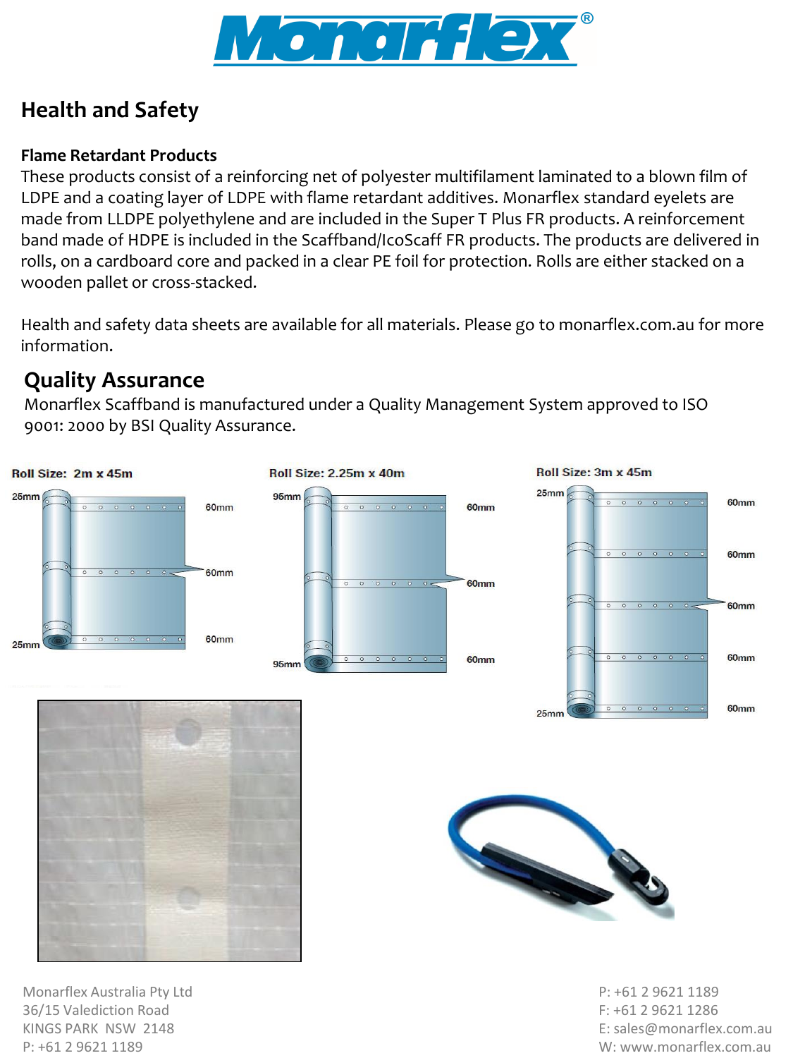# Health and Safety

### Flame Retardant Products

These products consist of a reinforcing net of polyester multifilament laminated to a blown film of LDPE and a coating layer of LDPE with flame retardant additives. Monarflex standard eyelets are made from LLDPE polyethylene and are included in the Super T Plus FR products. A reinforcement band made of HDPE is included in the Scaffband/IcoScaff FR products. The products are delivered in rolls, on a cardboard core and packed in a clear PE foil for protection. Rolls are either stacked on a wooden pallet or cross-stacked.

Health and safety data sheets are available for all materials. Please go to monarflex.com.au for more information.

## Quality Assurance

Monarflex Scaffband is manufactured under a Quality Management System approved to ISO 9001: 2000 by BSI Quality Assurance.

Roll Size: 2m x 45m

25mm
60mm
60mm
25mm
60mm

Roll Size: 2.25m x 40m

95mm
60mm
60mm
95mm
60mm

Roll Size: 3m x 45m

25mm
60mm
60mm
60mm
60mm
25mm
60mm

Monarflex Australia Pty Ltd
36/15 Valediction Road
KINGS PARK NSW 2148
P: +61 2 9621 1189

P: +61 2 9621 1189
F: +61 2 9621 1286
E: sales@monarflex.com.au
W: www.monarflex.com.au